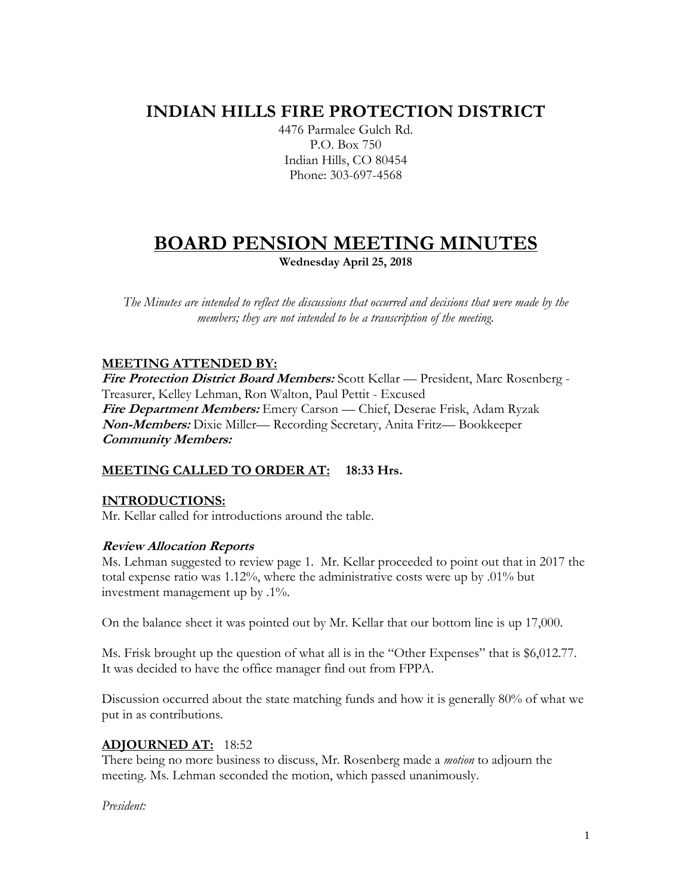# INDIAN HILLS FIRE PROTECTION DISTRICT

4476 Parmalee Gulch Rd.
P.O. Box 750
Indian Hills, CO 80454
Phone: 303-697-4568

# BOARD PENSION MEETING MINUTES

**Wednesday April 25, 2018**

*The Minutes are intended to reflect the discussions that occurred and decisions that were made by the members; they are not intended to be a transcription of the meeting.*

**MEETING ATTENDED BY:**
***Fire Protection District Board Members:*** Scott Kellar — President, Marc Rosenberg - Treasurer, Kelley Lehman, Ron Walton, Paul Pettit - Excused
***Fire Department Members:*** Emery Carson — Chief, Deserae Frisk, Adam Ryzak
***Non-Members:*** Dixie Miller— Recording Secretary, Anita Fritz— Bookkeeper
***Community Members:***

**MEETING CALLED TO ORDER AT: 18:33 Hrs.**

**INTRODUCTIONS:**
Mr. Kellar called for introductions around the table.

***Review Allocation Reports***
Ms. Lehman suggested to review page 1. Mr. Kellar proceeded to point out that in 2017 the total expense ratio was 1.12%, where the administrative costs were up by .01% but investment management up by .1%.

On the balance sheet it was pointed out by Mr. Kellar that our bottom line is up 17,000.

Ms. Frisk brought up the question of what all is in the "Other Expenses" that is $6,012.77. It was decided to have the office manager find out from FPPA.

Discussion occurred about the state matching funds and how it is generally 80% of what we put in as contributions.

**ADJOURNED AT:** 18:52
There being no more business to discuss, Mr. Rosenberg made a *motion* to adjourn the meeting. Ms. Lehman seconded the motion, which passed unanimously.

*President:*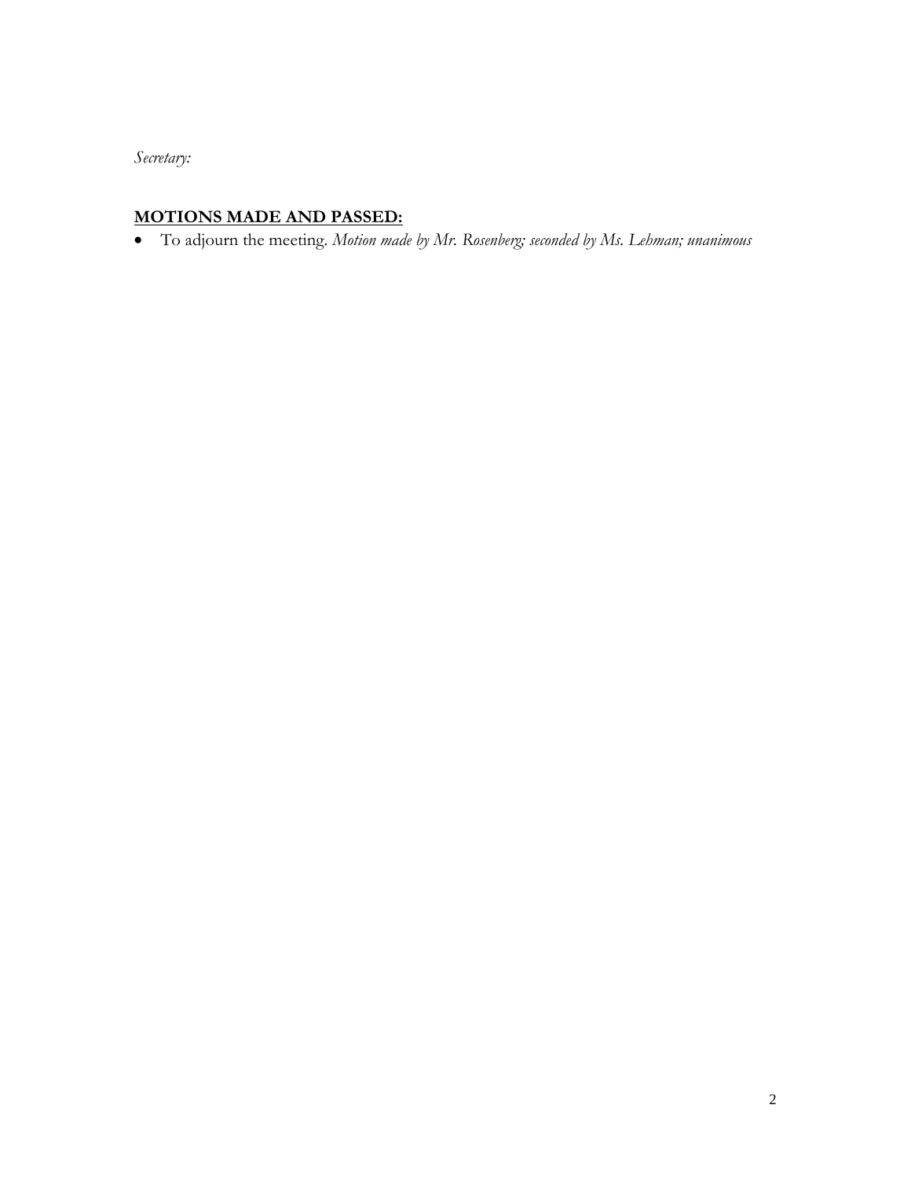*Secretary:*

**MOTIONS MADE AND PASSED:**

- To adjourn the meeting. *Motion made by Mr. Rosenberg; seconded by Ms. Lehman; unanimous*